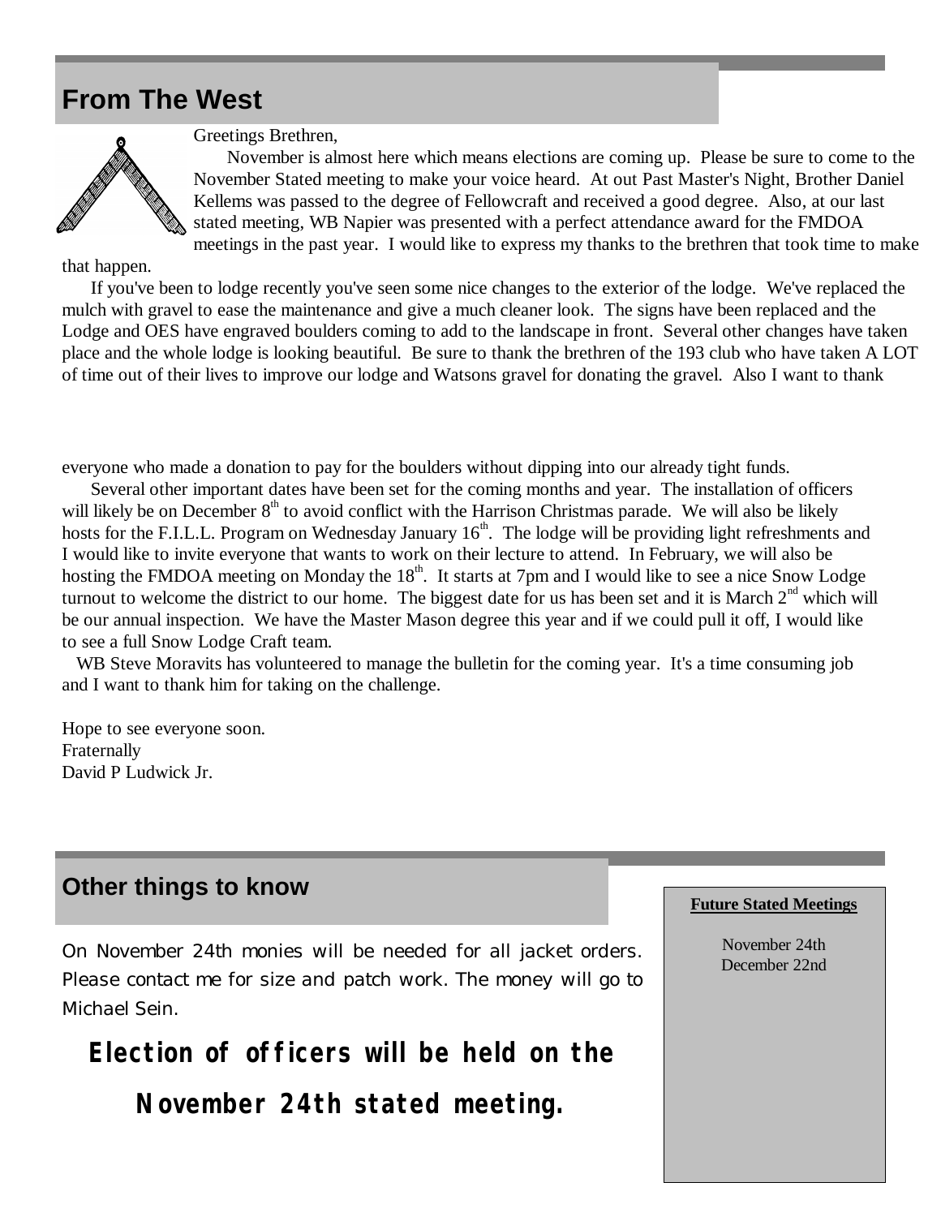## From The West

Greetings Brethren,

November is almost here which means elections are coming up. Please be sure to come to the November Stated meeting to make your voice heard. At out Past Master's Night, Brother Daniel Kellems was passed to the degree of Fellowcraft and received a good degree. Also, at our last stated meeting, WB Napier was presented with a perfect attendance award for the FMDOA meetings in the past year. I would like to express my thanks to the brethren that took time to make that happen.

If you've been to lodge recently you've seen some nice changes to the exterior of the lodge. We've replaced the mulch with gravel to ease the maintenance and give a much cleaner look. The signs have been replaced and the Lodge and OES have engraved boulders coming to add to the landscape in front. Several other changes have taken place and the whole lodge is looking beautiful. Be sure to thank the brethren of the 193 club who have taken A LOT of time out of their lives to improve our lodge and Watsons gravel for donating the gravel. Also I want to thank everyone who made a donation to pay for the boulders without dipping into our already tight funds.

Several other important dates have been set for the coming months and year. The installation of officers will likely be on December 8th to avoid conflict with the Harrison Christmas parade. We will also be likely hosts for the F.I.L.L. Program on Wednesday January 16th. The lodge will be providing light refreshments and I would like to invite everyone that wants to work on their lecture to attend. In February, we will also be hosting the FMDOA meeting on Monday the 18th. It starts at 7pm and I would like to see a nice Snow Lodge turnout to welcome the district to our home. The biggest date for us has been set and it is March 2nd which will be our annual inspection. We have the Master Mason degree this year and if we could pull it off, I would like to see a full Snow Lodge Craft team.

WB Steve Moravits has volunteered to manage the bulletin for the coming year. It's a time consuming job and I want to thank him for taking on the challenge.

Hope to see everyone soon.
Fraternally
David P Ludwick Jr.

## Other things to know

On November 24th monies will be needed for all jacket orders. Please contact me for size and patch work. The money will go to Michael Sein.

**Election of officers will be held on the November 24th stated meeting.**

**Future Stated Meetings**

November 24th
December 22nd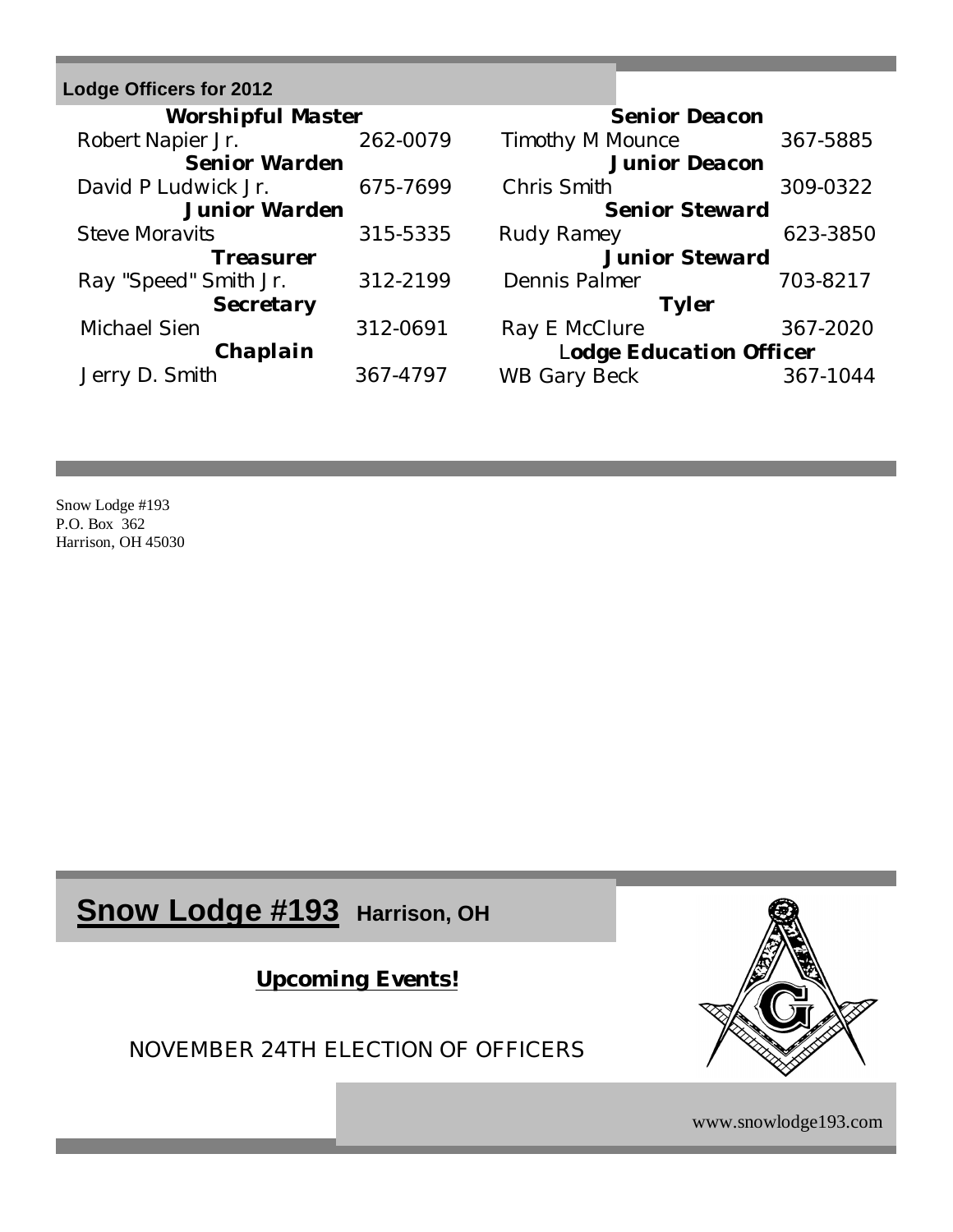## Lodge Officers for 2012

**Worshipful Master**
Robert Napier Jr. 262-0079

**Senior Warden**
David P Ludwick Jr. 675-7699

**Junior Warden**
Steve Moravits 315-5335

**Treasurer**
Ray "Speed" Smith Jr. 312-2199

**Secretary**
Michael Sien 312-0691

**Chaplain**
Jerry D. Smith 367-4797

**Senior Deacon**
Timothy M Mounce 367-5885

**Junior Deacon**
Chris Smith 309-0322

**Senior Steward**
Rudy Ramey 623-3850

**Junior Steward**
Dennis Palmer 703-8217

**Tyler**
Ray E McClure 367-2020

**Lodge Education Officer**
WB Gary Beck 367-1044

Snow Lodge #193
P.O. Box 362
Harrison, OH 45030

# Snow Lodge #193 Harrison, OH

**Upcoming Events!**

NOVEMBER 24TH ELECTION OF OFFICERS

www.snowlodge193.com